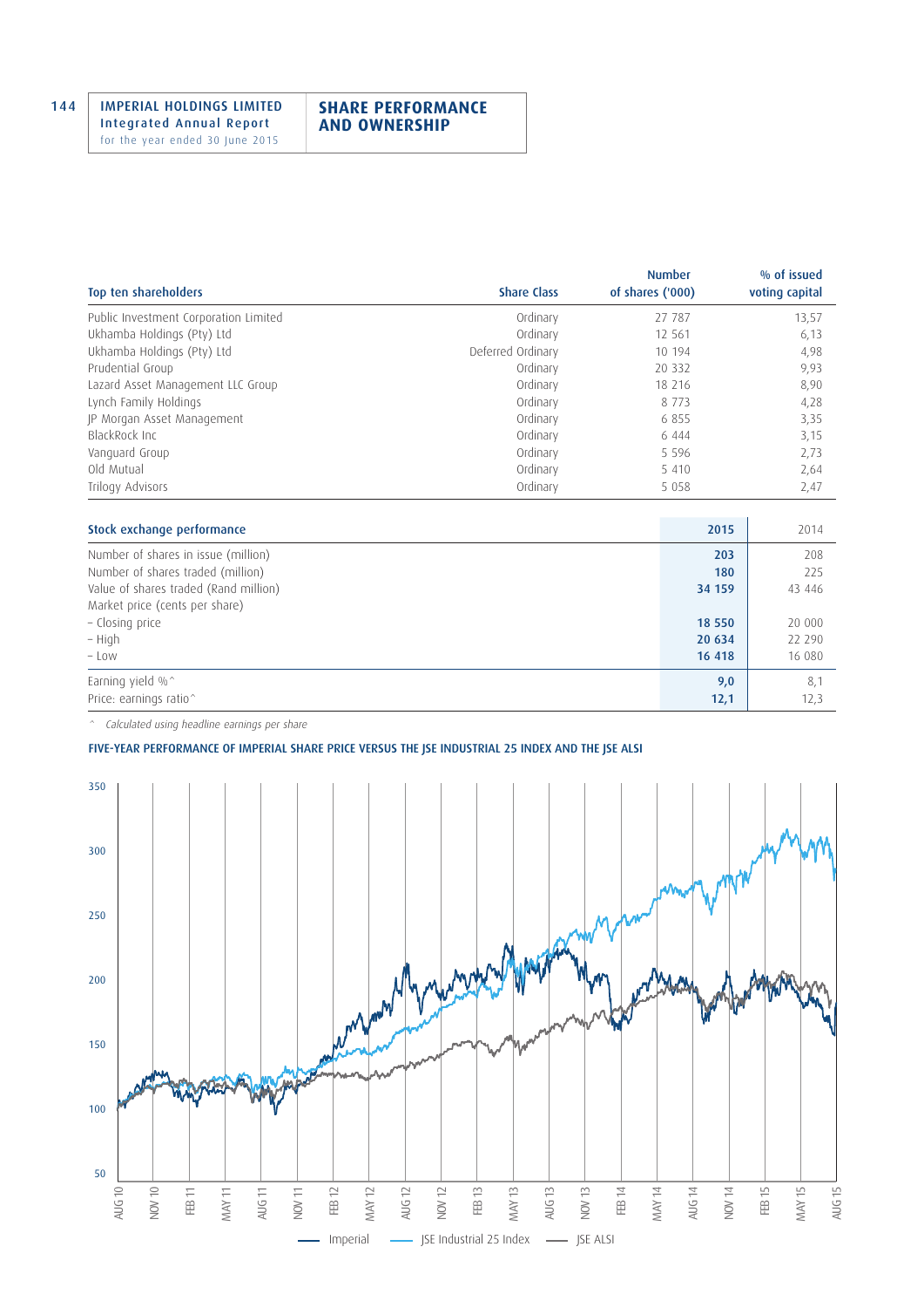# SHARE PERFORMANCE AND OWNERSHIP

| Top ten shareholders | Share Class | Number of shares ('000) | % of issued voting capital |
|---|---|---|---|
| Public Investment Corporation Limited | Ordinary | 27 787 | 13,57 |
| Ukhamba Holdings (Pty) Ltd | Ordinary | 12 561 | 6,13 |
| Ukhamba Holdings (Pty) Ltd | Deferred Ordinary | 10 194 | 4,98 |
| Prudential Group | Ordinary | 20 332 | 9,93 |
| Lazard Asset Management LLC Group | Ordinary | 18 216 | 8,90 |
| Lynch Family Holdings | Ordinary | 8 773 | 4,28 |
| JP Morgan Asset Management | Ordinary | 6 855 | 3,35 |
| BlackRock Inc | Ordinary | 6 444 | 3,15 |
| Vanguard Group | Ordinary | 5 596 | 2,73 |
| Old Mutual | Ordinary | 5 410 | 2,64 |
| Trilogy Advisors | Ordinary | 5 058 | 2,47 |

| Stock exchange performance | 2015 | 2014 |
|---|---|---|
| Number of shares in issue (million) | **203** | 208 |
| Number of shares traded (million) | **180** | 225 |
| Value of shares traded (Rand million) | **34 159** | 43 446 |
| Market price (cents per share) | | |
| – Closing price | **18 550** | 20 000 |
| – High | **20 634** | 22 290 |
| – Low | **16 418** | 16 080 |
| Earning yield %^ | **9,0** | 8,1 |
| Price: earnings ratio^ | **12,1** | 12,3 |

^ *Calculated using headline earnings per share*

**FIVE-YEAR PERFORMANCE OF IMPERIAL SHARE PRICE VERSUS THE JSE INDUSTRIAL 25 INDEX AND THE JSE ALSI**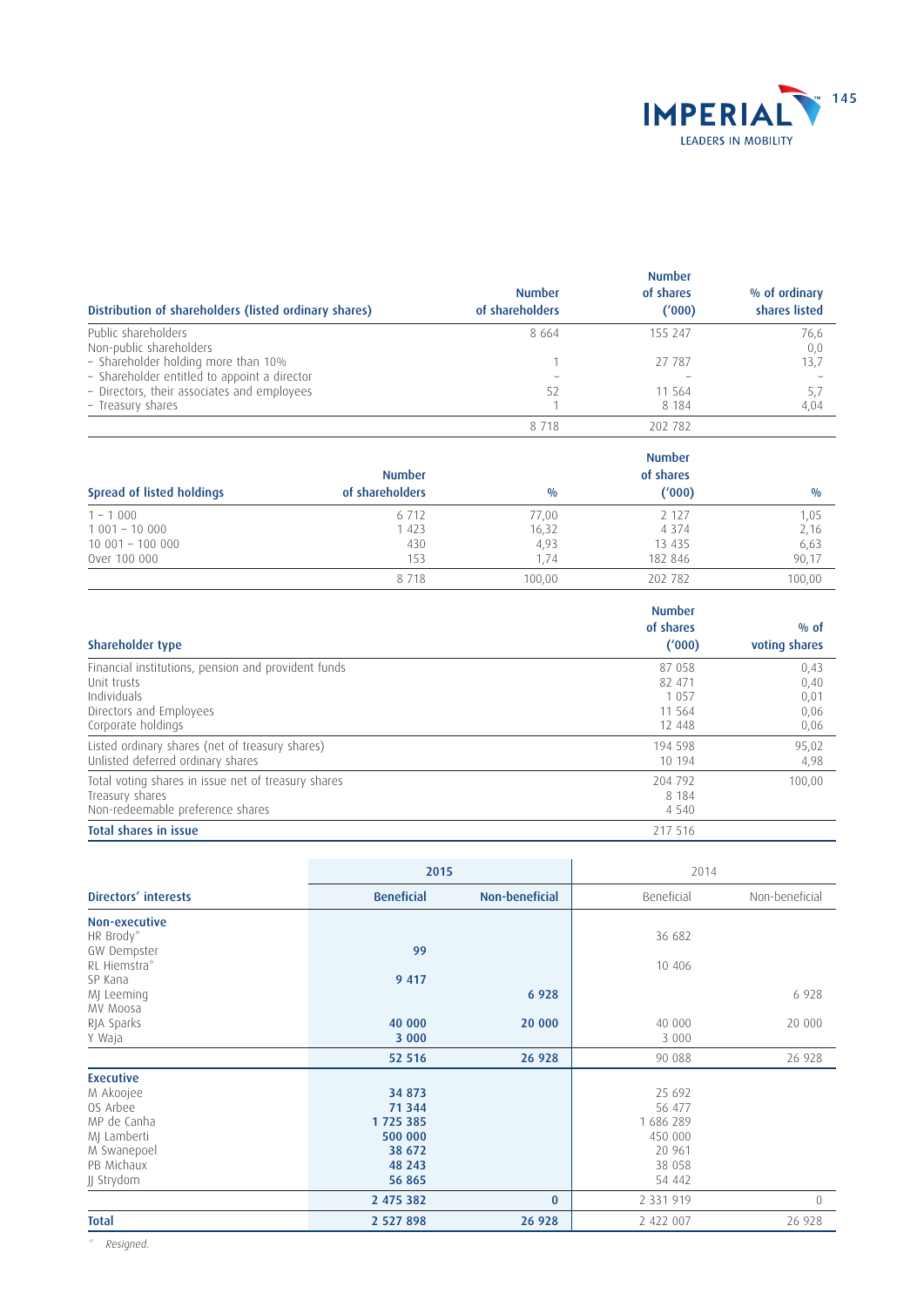| Distribution of shareholders (listed ordinary shares) | Number of shareholders | Number of shares ('000) | % of ordinary shares listed |
|---|---|---|---|
| Public shareholders | 8 664 | 155 247 | 76,6 |
| Non-public shareholders | | | 0,0 |
| – Shareholder holding more than 10% | 1 | 27 787 | 13,7 |
| – Shareholder entitled to appoint a director | – | – | – |
| – Directors, their associates and employees | 52 | 11 564 | 5,7 |
| – Treasury shares | 1 | 8 184 | 4,04 |
| | 8 718 | 202 782 | |

| Spread of listed holdings | Number of shareholders | % | Number of shares ('000) | % |
|---|---|---|---|---|
| 1 – 1 000 | 6 712 | 77,00 | 2 127 | 1,05 |
| 1 001 – 10 000 | 1 423 | 16,32 | 4 374 | 2,16 |
| 10 001 – 100 000 | 430 | 4,93 | 13 435 | 6,63 |
| Over 100 000 | 153 | 1,74 | 182 846 | 90,17 |
| | 8 718 | 100,00 | 202 782 | 100,00 |

| Shareholder type | Number of shares ('000) | % of voting shares |
|---|---|---|
| Financial institutions, pension and provident funds | 87 058 | 0,43 |
| Unit trusts | 82 471 | 0,40 |
| Individuals | 1 057 | 0,01 |
| Directors and Employees | 11 564 | 0,06 |
| Corporate holdings | 12 448 | 0,06 |
| Listed ordinary shares (net of treasury shares) | 194 598 | 95,02 |
| Unlisted deferred ordinary shares | 10 194 | 4,98 |
| Total voting shares in issue net of treasury shares | 204 792 | 100,00 |
| Treasury shares | 8 184 | |
| Non-redeemable preference shares | 4 540 | |
| **Total shares in issue** | 217 516 | |

| Directors' interests | 2015 | | 2014 | |
|---|---|---|---|---|
| | **Beneficial** | **Non-beneficial** | Beneficial | Non-beneficial |
| **Non-executive** | | | | |
| HR Brody* | | | 36 682 | |
| GW Dempster | **99** | | | |
| RL Hiemstra* | | | 10 406 | |
| SP Kana | **9 417** | | | |
| MJ Leeming | | **6 928** | | 6 928 |
| MV Moosa | | | | |
| RJA Sparks | **40 000** | **20 000** | 40 000 | 20 000 |
| Y Waja | **3 000** | | 3 000 | |
| | **52 516** | **26 928** | 90 088 | 26 928 |
| **Executive** | | | | |
| M Akoojee | **34 873** | | 25 692 | |
| OS Arbee | **71 344** | | 56 477 | |
| MP de Canha | **1 725 385** | | 1 686 289 | |
| MJ Lamberti | **500 000** | | 450 000 | |
| M Swanepoel | **38 672** | | 20 961 | |
| PB Michaux | **48 243** | | 38 058 | |
| JJ Strydom | **56 865** | | 54 442 | |
| | **2 475 382** | **0** | 2 331 919 | 0 |
| **Total** | **2 527 898** | **26 928** | 2 422 007 | 26 928 |

\* *Resigned.*